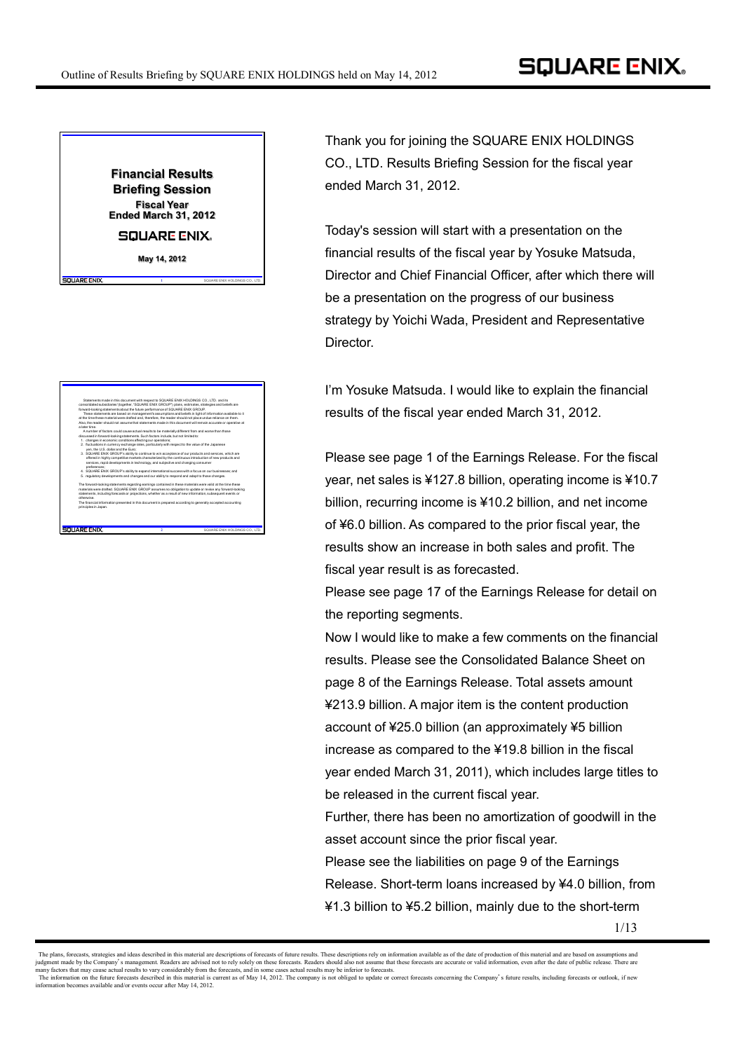**Financial Results Briefing Session**

**Fiscal Year Ended March 31, 2012**

SQUARE ENIX

May 14, 2012

Statements made in this document with respect to SQUARE ENIX HOLDINGS CO., LTD. and its consolidated subsidiaries' (together, "SQUARE ENIX GROUP") plans, estimates, strategies and beliefs are forward-looking statements about the future performance of SQUARE ENIX GROUP.

These statements are based on management's assumptions and beliefs in light of information available to it at the time these material were drafted and, therefore, the reader should not place undue reliance on them. Also, the reader should not assume that statements made in this document will remain accurate or operative at a later time.

A number of factors could cause actual results to be materially different from and worse than those discussed in forward-looking statements. Such factors include, but not limited to:

1. changes in economic conditions affecting our operations;
2. fluctuations in currency exchange rates, particularly with respect to the value of the Japanese yen, the U.S. dollar and the Euro;
3. SQUARE ENIX GROUP's ability to continue to win acceptance of our products and services, which are offered in highly competitive markets characterized by the continuous introduction of new products and services, rapid developments in technology, and subjective and changing consumer preferences;
4. SQUARE ENIX GROUP's ability to expand international success with a focus on our businesses; and
5. regulatory developments and changes and our ability to respond and adapt to those changes.

The forward-looking statements regarding earnings contained in these materials were valid at the time these materials were drafted. SQUARE ENIX GROUP assumes no obligation to update or revise any forward-looking statements, including forecasts or projections, whether as a result of new information, subsequent events or otherwise.

The financial information presented in this document is prepared according to generally accepted accounting principles in Japan.

Thank you for joining the SQUARE ENIX HOLDINGS CO., LTD. Results Briefing Session for the fiscal year ended March 31, 2012.

Today's session will start with a presentation on the financial results of the fiscal year by Yosuke Matsuda, Director and Chief Financial Officer, after which there will be a presentation on the progress of our business strategy by Yoichi Wada, President and Representative Director.

I'm Yosuke Matsuda. I would like to explain the financial results of the fiscal year ended March 31, 2012.

Please see page 1 of the Earnings Release. For the fiscal year, net sales is ¥127.8 billion, operating income is ¥10.7 billion, recurring income is ¥10.2 billion, and net income of ¥6.0 billion. As compared to the prior fiscal year, the results show an increase in both sales and profit. The fiscal year result is as forecasted.

Please see page 17 of the Earnings Release for detail on the reporting segments.

Now I would like to make a few comments on the financial results. Please see the Consolidated Balance Sheet on page 8 of the Earnings Release. Total assets amount ¥213.9 billion. A major item is the content production account of ¥25.0 billion (an approximately ¥5 billion increase as compared to the ¥19.8 billion in the fiscal year ended March 31, 2011), which includes large titles to be released in the current fiscal year.

Further, there has been no amortization of goodwill in the asset account since the prior fiscal year.

Please see the liabilities on page 9 of the Earnings Release. Short-term loans increased by ¥4.0 billion, from ¥1.3 billion to ¥5.2 billion, mainly due to the short-term

The plans, forecasts, strategies and ideas described in this material are descriptions of forecasts of future results. These descriptions rely on information available as of the date of production of this material and are based on assumptions and judgment made by the Company's management. Readers are advised not to rely solely on these forecasts. Readers should also not assume that these forecasts are accurate or valid information, even after the date of public release. There are many factors that may cause actual results to vary considerably from the forecasts, and in some cases actual results may be inferior to forecasts.
The information on the future forecasts described in this material is current as of May 14, 2012. The company is not obliged to update or correct forecasts concerning the Company's future results, including forecasts or outlook, if new information becomes available and/or events occur after May 14, 2012.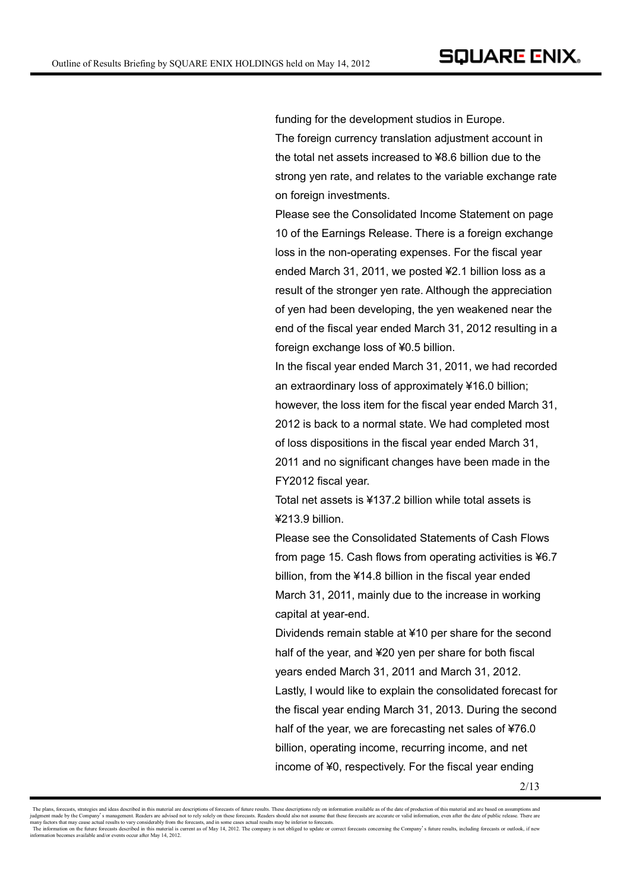funding for the development studios in Europe.

The foreign currency translation adjustment account in the total net assets increased to ¥8.6 billion due to the strong yen rate, and relates to the variable exchange rate on foreign investments.

Please see the Consolidated Income Statement on page 10 of the Earnings Release. There is a foreign exchange loss in the non-operating expenses. For the fiscal year ended March 31, 2011, we posted ¥2.1 billion loss as a result of the stronger yen rate. Although the appreciation of yen had been developing, the yen weakened near the end of the fiscal year ended March 31, 2012 resulting in a foreign exchange loss of ¥0.5 billion.

In the fiscal year ended March 31, 2011, we had recorded an extraordinary loss of approximately ¥16.0 billion; however, the loss item for the fiscal year ended March 31, 2012 is back to a normal state. We had completed most of loss dispositions in the fiscal year ended March 31, 2011 and no significant changes have been made in the FY2012 fiscal year.

Total net assets is ¥137.2 billion while total assets is ¥213.9 billion.

Please see the Consolidated Statements of Cash Flows from page 15. Cash flows from operating activities is ¥6.7 billion, from the ¥14.8 billion in the fiscal year ended March 31, 2011, mainly due to the increase in working capital at year-end.

Dividends remain stable at ¥10 per share for the second half of the year, and ¥20 yen per share for both fiscal years ended March 31, 2011 and March 31, 2012.

Lastly, I would like to explain the consolidated forecast for the fiscal year ending March 31, 2013. During the second half of the year, we are forecasting net sales of ¥76.0 billion, operating income, recurring income, and net income of ¥0, respectively. For the fiscal year ending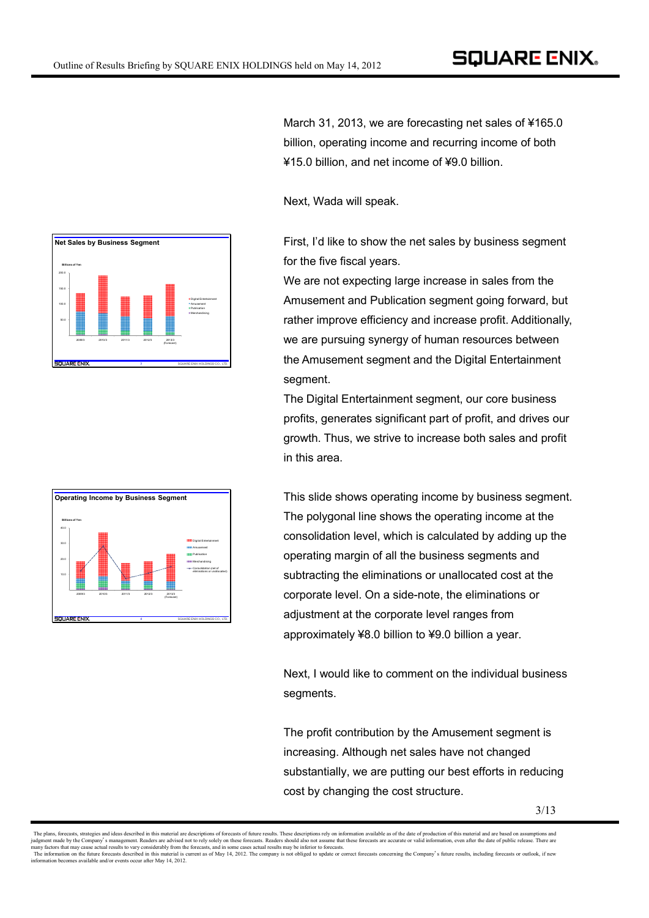March 31, 2013, we are forecasting net sales of ¥165.0 billion, operating income and recurring income of both ¥15.0 billion, and net income of ¥9.0 billion.

Next, Wada will speak.

First, I'd like to show the net sales by business segment for the five fiscal years.

We are not expecting large increase in sales from the Amusement and Publication segment going forward, but rather improve efficiency and increase profit. Additionally, we are pursuing synergy of human resources between the Amusement segment and the Digital Entertainment segment.

The Digital Entertainment segment, our core business profits, generates significant part of profit, and drives our growth. Thus, we strive to increase both sales and profit in this area.

This slide shows operating income by business segment. The polygonal line shows the operating income at the consolidation level, which is calculated by adding up the operating margin of all the business segments and subtracting the eliminations or unallocated cost at the corporate level. On a side-note, the eliminations or adjustment at the corporate level ranges from approximately ¥8.0 billion to ¥9.0 billion a year.

Next, I would like to comment on the individual business segments.

The profit contribution by the Amusement segment is increasing. Although net sales have not changed substantially, we are putting our best efforts in reducing cost by changing the cost structure.

The plans, forecasts, strategies and ideas described in this material are descriptions of forecasts of future results. These descriptions rely on information available as of the date of production of this material and are based on assumptions and judgment made by the Company's management. Readers are advised not to rely solely on these forecasts. Readers should also not assume that these forecasts are accurate or valid information, even after the date of public release. There are many factors that may cause actual results to vary considerably from the forecasts, and in some cases actual results may be inferior to forecasts.
The information on the future forecasts described in this material is current as of May 14, 2012. The company is not obliged to update or correct forecasts concerning the Company's future results, including forecasts or outlook, if new information becomes available and/or events occur after May 14, 2012.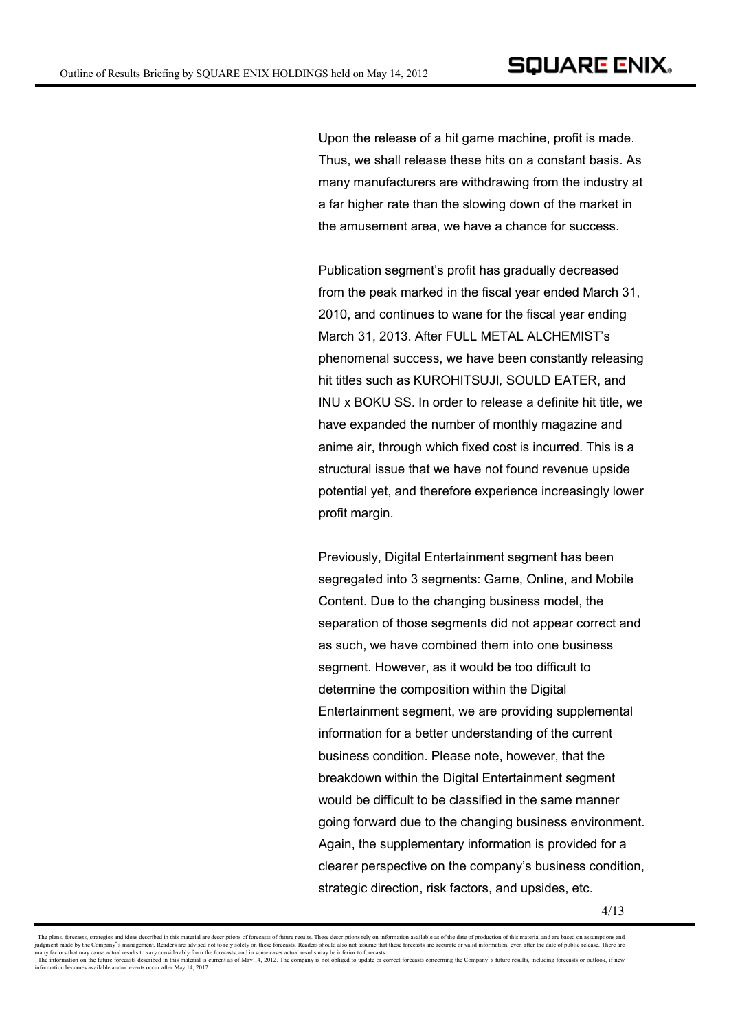Upon the release of a hit game machine, profit is made. Thus, we shall release these hits on a constant basis. As many manufacturers are withdrawing from the industry at a far higher rate than the slowing down of the market in the amusement area, we have a chance for success.

Publication segment's profit has gradually decreased from the peak marked in the fiscal year ended March 31, 2010, and continues to wane for the fiscal year ending March 31, 2013. After FULL METAL ALCHEMIST's phenomenal success, we have been constantly releasing hit titles such as KUROHITSUJI, SOULD EATER, and INU x BOKU SS. In order to release a definite hit title, we have expanded the number of monthly magazine and anime air, through which fixed cost is incurred. This is a structural issue that we have not found revenue upside potential yet, and therefore experience increasingly lower profit margin.

Previously, Digital Entertainment segment has been segregated into 3 segments: Game, Online, and Mobile Content. Due to the changing business model, the separation of those segments did not appear correct and as such, we have combined them into one business segment. However, as it would be too difficult to determine the composition within the Digital Entertainment segment, we are providing supplemental information for a better understanding of the current business condition. Please note, however, that the breakdown within the Digital Entertainment segment would be difficult to be classified in the same manner going forward due to the changing business environment. Again, the supplementary information is provided for a clearer perspective on the company's business condition, strategic direction, risk factors, and upsides, etc.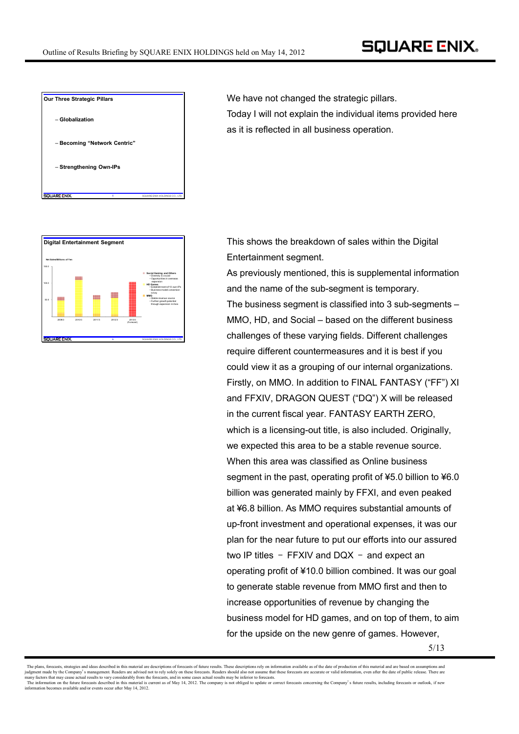**Our Three Strategic Pillars**

– Globalization

– Becoming "Network Centric"

– Strengthening Own-IPs

We have not changed the strategic pillars.
Today I will not explain the individual items provided here as it is reflected in all business operation.

**Digital Entertainment Segment**

Net Sales/Billions of Yen

- Social Gaming and Others
  - Diversity is crucial
  - Opportunities in overseas expansion
- HD Games
  - Establishment of 10 own-IPs
  - Business model conversion is key
- MMO
  - Stable revenue source
  - Further growth potential through expansion in Asia

2009/3, 2010/3, 2011/3, 2012/3, 2013/3 (Forecast)

This shows the breakdown of sales within the Digital Entertainment segment.
As previously mentioned, this is supplemental information and the name of the sub-segment is temporary.
The business segment is classified into 3 sub-segments – MMO, HD, and Social – based on the different business challenges of these varying fields. Different challenges require different countermeasures and it is best if you could view it as a grouping of our internal organizations.
Firstly, on MMO. In addition to FINAL FANTASY ("FF") XI and FFXIV, DRAGON QUEST ("DQ") X will be released in the current fiscal year. FANTASY EARTH ZERO, which is a licensing-out title, is also included. Originally, we expected this area to be a stable revenue source. When this area was classified as Online business segment in the past, operating profit of ¥5.0 billion to ¥6.0 billion was generated mainly by FFXI, and even peaked at ¥6.8 billion. As MMO requires substantial amounts of up-front investment and operational expenses, it was our plan for the near future to put our efforts into our assured two IP titles – FFXIV and DQX – and expect an operating profit of ¥10.0 billion combined. It was our goal to generate stable revenue from MMO first and then to increase opportunities of revenue by changing the business model for HD games, and on top of them, to aim for the upside on the new genre of games. However,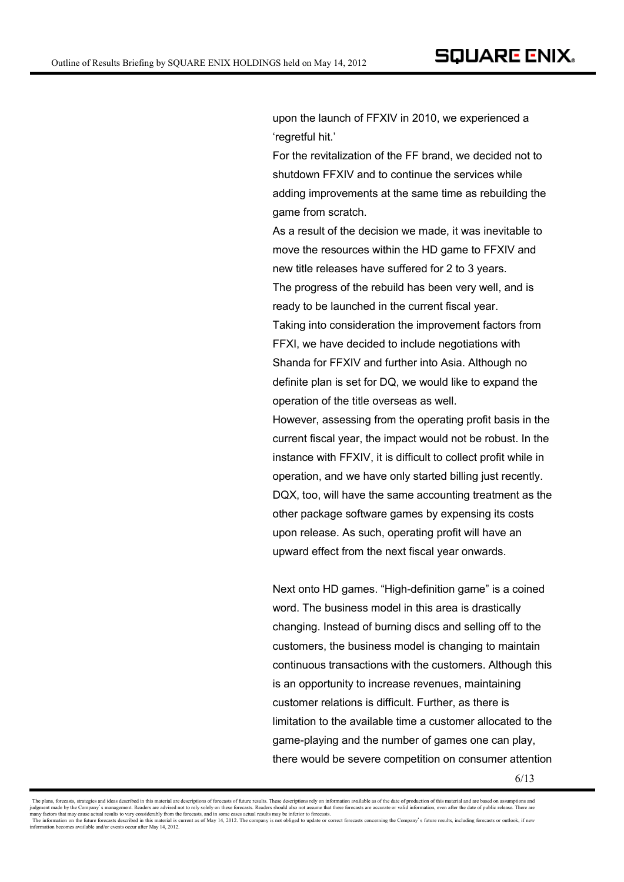upon the launch of FFXIV in 2010, we experienced a 'regretful hit.'

For the revitalization of the FF brand, we decided not to shutdown FFXIV and to continue the services while adding improvements at the same time as rebuilding the game from scratch.

As a result of the decision we made, it was inevitable to move the resources within the HD game to FFXIV and new title releases have suffered for 2 to 3 years.

The progress of the rebuild has been very well, and is ready to be launched in the current fiscal year.

Taking into consideration the improvement factors from FFXI, we have decided to include negotiations with Shanda for FFXIV and further into Asia. Although no definite plan is set for DQ, we would like to expand the operation of the title overseas as well.

However, assessing from the operating profit basis in the current fiscal year, the impact would not be robust. In the instance with FFXIV, it is difficult to collect profit while in operation, and we have only started billing just recently. DQX, too, will have the same accounting treatment as the other package software games by expensing its costs upon release. As such, operating profit will have an upward effect from the next fiscal year onwards.

Next onto HD games. "High-definition game" is a coined word. The business model in this area is drastically changing. Instead of burning discs and selling off to the customers, the business model is changing to maintain continuous transactions with the customers. Although this is an opportunity to increase revenues, maintaining customer relations is difficult. Further, as there is limitation to the available time a customer allocated to the game-playing and the number of games one can play, there would be severe competition on consumer attention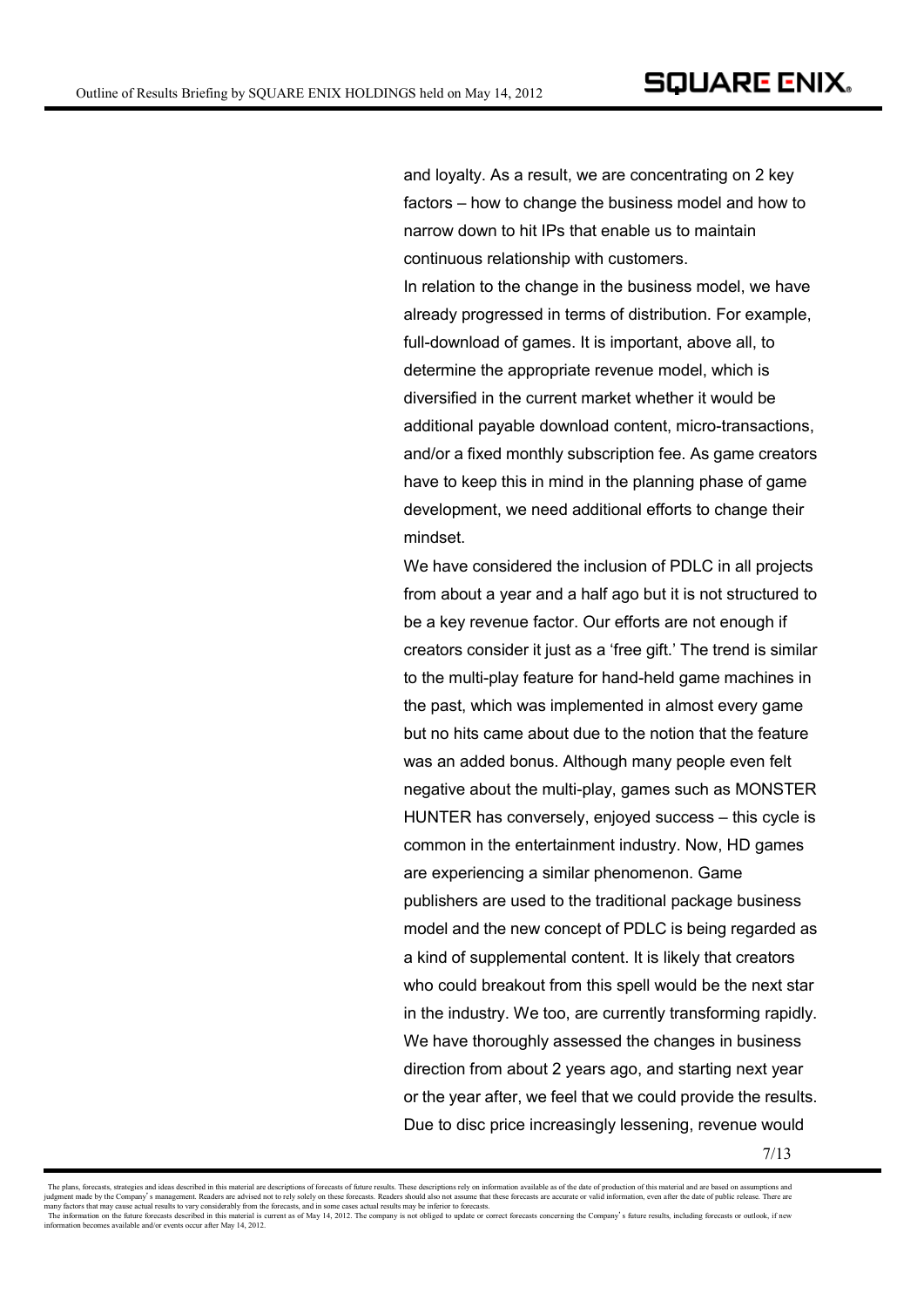and loyalty. As a result, we are concentrating on 2 key factors – how to change the business model and how to narrow down to hit IPs that enable us to maintain continuous relationship with customers.

In relation to the change in the business model, we have already progressed in terms of distribution. For example, full-download of games. It is important, above all, to determine the appropriate revenue model, which is diversified in the current market whether it would be additional payable download content, micro-transactions, and/or a fixed monthly subscription fee. As game creators have to keep this in mind in the planning phase of game development, we need additional efforts to change their mindset.

We have considered the inclusion of PDLC in all projects from about a year and a half ago but it is not structured to be a key revenue factor. Our efforts are not enough if creators consider it just as a 'free gift.' The trend is similar to the multi-play feature for hand-held game machines in the past, which was implemented in almost every game but no hits came about due to the notion that the feature was an added bonus. Although many people even felt negative about the multi-play, games such as MONSTER HUNTER has conversely, enjoyed success – this cycle is common in the entertainment industry. Now, HD games are experiencing a similar phenomenon. Game publishers are used to the traditional package business model and the new concept of PDLC is being regarded as a kind of supplemental content. It is likely that creators who could breakout from this spell would be the next star in the industry. We too, are currently transforming rapidly. We have thoroughly assessed the changes in business direction from about 2 years ago, and starting next year or the year after, we feel that we could provide the results. Due to disc price increasingly lessening, revenue would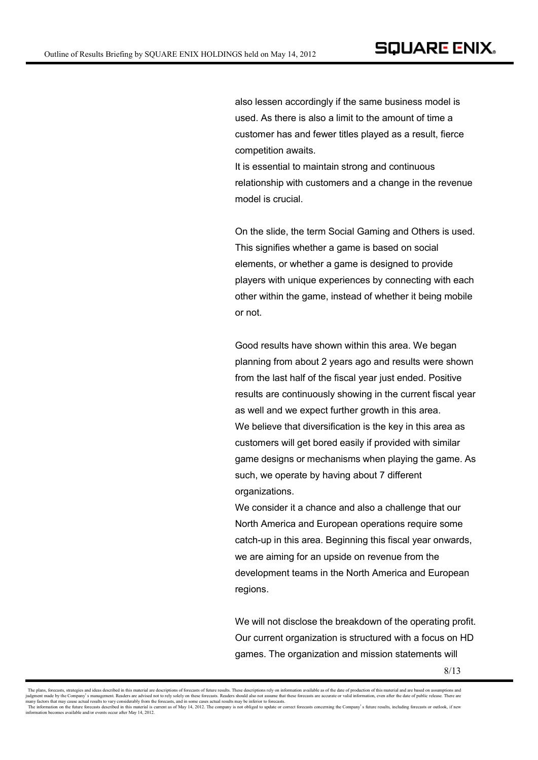also lessen accordingly if the same business model is used. As there is also a limit to the amount of time a customer has and fewer titles played as a result, fierce competition awaits.
It is essential to maintain strong and continuous relationship with customers and a change in the revenue model is crucial.

On the slide, the term Social Gaming and Others is used. This signifies whether a game is based on social elements, or whether a game is designed to provide players with unique experiences by connecting with each other within the game, instead of whether it being mobile or not.

Good results have shown within this area. We began planning from about 2 years ago and results were shown from the last half of the fiscal year just ended. Positive results are continuously showing in the current fiscal year as well and we expect further growth in this area.
We believe that diversification is the key in this area as customers will get bored easily if provided with similar game designs or mechanisms when playing the game. As such, we operate by having about 7 different organizations.
We consider it a chance and also a challenge that our North America and European operations require some catch-up in this area. Beginning this fiscal year onwards, we are aiming for an upside on revenue from the development teams in the North America and European regions.

We will not disclose the breakdown of the operating profit. Our current organization is structured with a focus on HD games. The organization and mission statements will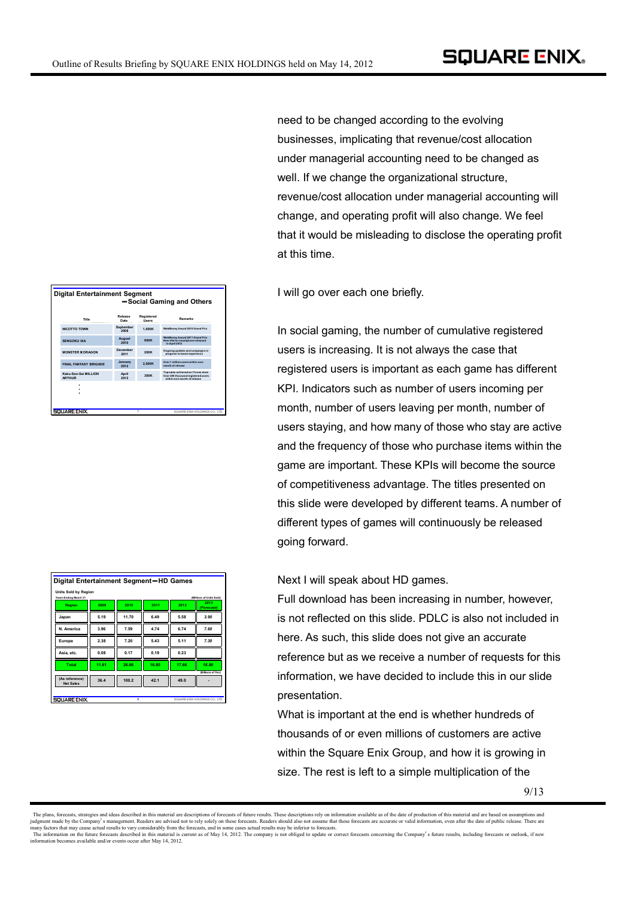need to be changed according to the evolving businesses, implicating that revenue/cost allocation under managerial accounting need to be changed as well. If we change the organizational structure, revenue/cost allocation under managerial accounting will change, and operating profit will also change. We feel that it would be misleading to disclose the operating profit at this time.

**Digital Entertainment Segment — Social Gaming and Others**

| Title | Release Date | Registered Users | Remarks |
|---|---|---|---|
| NICOTTO TOWN | September 2008 | 1,000K | WebMoney Award 2010 Grand Prix |
| SENGOKU IXA | August 2010 | 900K | WebMoney Award 2011 Grand Prix New title for smartphone released in April 2012 |
| MONSTER X DRAGON | December 2011 | 200K | Ongoing updates and campaigns to progress to boost experience |
| FINAL FANTASY BRIGADE | January 2012 | 2,000K | Over 1 million users within one month of release |
| Kaku-San-Sei MILLION ARTHUR | April 2012 | 300K | Top sales achieved on iTunes store Over 300 thousand registered users within one month of release |
| ⋮ | | | |

I will go over each one briefly.

In social gaming, the number of cumulative registered users is increasing. It is not always the case that registered users is important as each game has different KPI. Indicators such as number of users incoming per month, number of users leaving per month, number of users staying, and how many of those who stay are active and the frequency of those who purchase items within the game are important. These KPIs will become the source of competitiveness advantage. The titles presented on this slide were developed by different teams. A number of different types of games will continuously be released going forward.

**Digital Entertainment Segment — HD Games**

Units Sold by Region

Years Ending March 31 (Millions of Units Sold)

| Region | 2009 | 2010 | 2011 | 2012 | 2013 (Forecast) |
|---|---|---|---|---|---|
| Japan | 5.19 | 11.70 | 6.49 | 5.58 | 3.90 |
| N. America | 3.96 | 7.59 | 4.74 | 6.74 | 7.60 |
| Europe | 2.38 | 7.20 | 5.43 | 5.11 | 7.30 |
| Asia, etc. | 0.08 | 0.17 | 0.19 | 0.23 | |
| Total | 11.61 | 26.66 | 16.85 | 17.66 | 18.80 |

(Billions of Yen)

| | 2009 | 2010 | 2011 | 2012 | 2013 (Forecast) |
|---|---|---|---|---|---|
| (As reference) Net Sales | 36.4 | 100.2 | 42.1 | 49.0 | - |

Next I will speak about HD games.

Full download has been increasing in number, however, is not reflected on this slide. PDLC is also not included in here. As such, this slide does not give an accurate reference but as we receive a number of requests for this information, we have decided to include this in our slide presentation.

What is important at the end is whether hundreds of thousands of or even millions of customers are active within the Square Enix Group, and how it is growing in size. The rest is left to a simple multiplication of the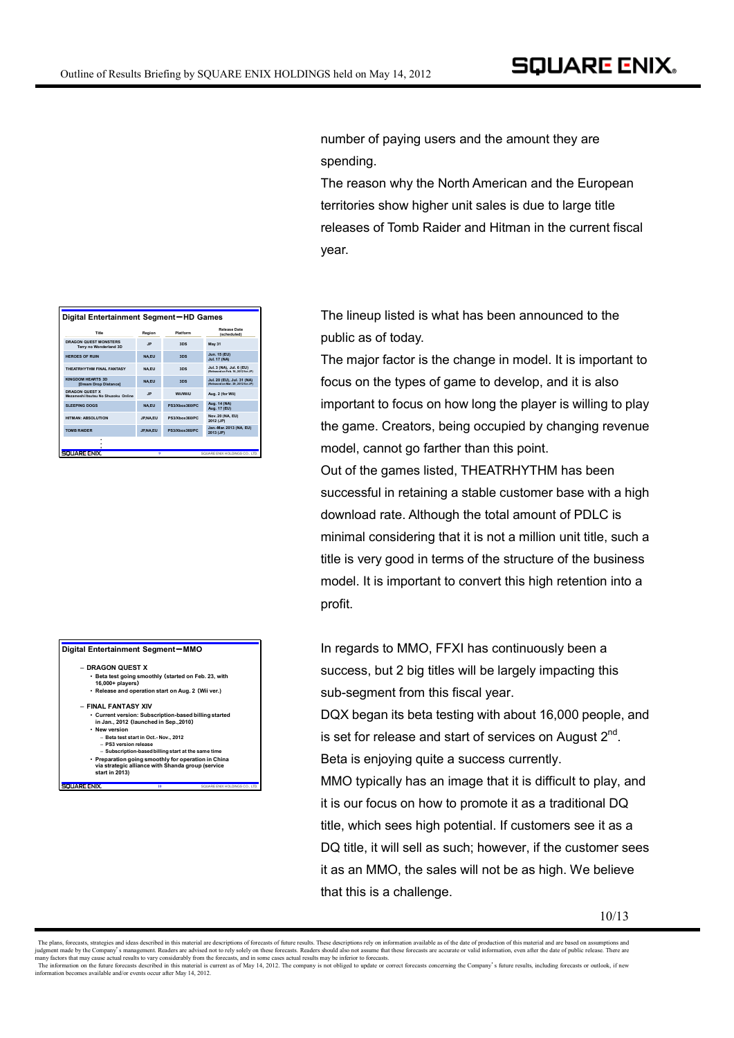number of paying users and the amount they are spending.

The reason why the North American and the European territories show higher unit sales is due to large title releases of Tomb Raider and Hitman in the current fiscal year.

**Digital Entertainment Segment－HD Games**

| Title | Region | Platform | Release Date (scheduled) |
|---|---|---|---|
| DRAGON QUEST MONSTERS Terry no Wonderland 3D | JP | 3DS | May 31 |
| HEROES OF RUIN | NA,EU | 3DS | Jun. 15 (EU) Jul. 17 (NA) |
| THEATRHYTHM FINAL FANTASY | NA,EU | 3DS | Jul. 3 (NA), Jul. 6 (EU) (Released on Feb. 16, 2012 for JP) |
| KINGDOM HEARTS 3D [Dream Drop Distance] | NA,EU | 3DS | Jul. 20 (EU), Jul. 31 (NA) (Released on Mar. 29, 2012 for JP) |
| DRAGON QUEST X Mezameshi Itsutsu No Shuzoku Online | JP | Wii/WiiU | Aug. 2 (for Wii) |
| SLEEPING DOGS | NA,EU | PS3/Xbox360/PC | Aug. 14 (NA) Aug. 17 (EU) |
| HITMAN: ABSOLUTION | JP,NA,EU | PS3/Xbox360/PC | Nov. 20 (NA, EU) 2012 (JP) |
| TOMB RAIDER | JP,NA,EU | PS3/Xbox360/PC | Jan.-Mar. 2013 (NA, EU) 2013 (JP) |

The lineup listed is what has been announced to the public as of today.

The major factor is the change in model. It is important to focus on the types of game to develop, and it is also important to focus on how long the player is willing to play the game. Creators, being occupied by changing revenue model, cannot go farther than this point.

Out of the games listed, THEATRHYTHM has been successful in retaining a stable customer base with a high download rate. Although the total amount of PDLC is minimal considering that it is not a million unit title, such a title is very good in terms of the structure of the business model. It is important to convert this high retention into a profit.

**Digital Entertainment Segment－MMO**

- DRAGON QUEST X
  - Beta test going smoothly (started on Feb. 23, with 16,000+ players)
  - Release and operation start on Aug. 2 (Wii ver.)
- FINAL FANTASY XIV
  - Current version: Subscription-based billing started in Jan., 2012 (launched in Sep.,2010)
  - New version
    - Beta test start in Oct.- Nov., 2012
    - PS3 version release
    - Subscription-based billing start at the same time
  - Preparation going smoothly for operation in China via strategic alliance with Shanda group (service start in 2013)

In regards to MMO, FFXI has continuously been a success, but 2 big titles will be largely impacting this sub-segment from this fiscal year.

DQX began its beta testing with about 16,000 people, and is set for release and start of services on August 2nd. Beta is enjoying quite a success currently.

MMO typically has an image that it is difficult to play, and it is our focus on how to promote it as a traditional DQ title, which sees high potential. If customers see it as a DQ title, it will sell as such; however, if the customer sees it as an MMO, the sales will not be as high. We believe that this is a challenge.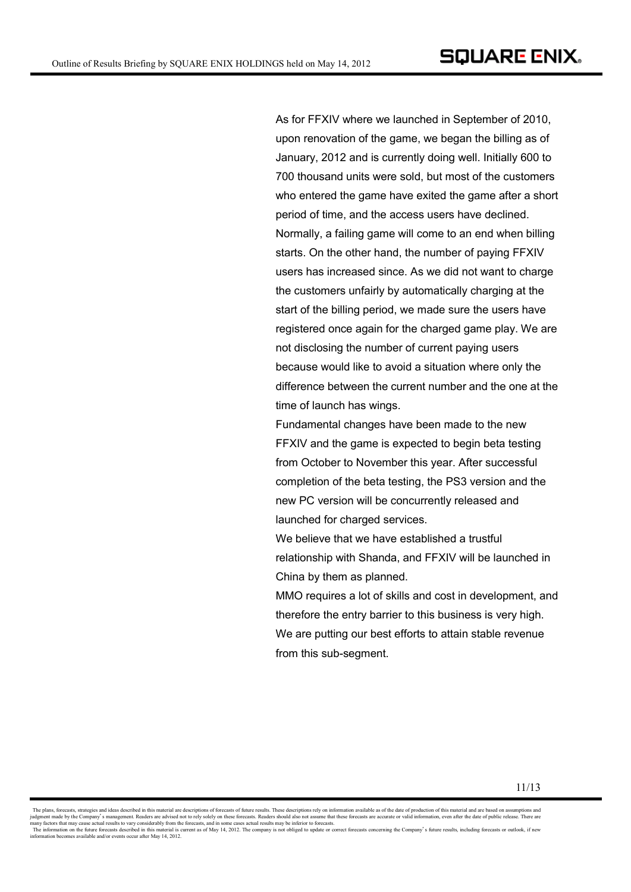As for FFXIV where we launched in September of 2010, upon renovation of the game, we began the billing as of January, 2012 and is currently doing well. Initially 600 to 700 thousand units were sold, but most of the customers who entered the game have exited the game after a short period of time, and the access users have declined. Normally, a failing game will come to an end when billing starts. On the other hand, the number of paying FFXIV users has increased since. As we did not want to charge the customers unfairly by automatically charging at the start of the billing period, we made sure the users have registered once again for the charged game play. We are not disclosing the number of current paying users because would like to avoid a situation where only the difference between the current number and the one at the time of launch has wings.

Fundamental changes have been made to the new FFXIV and the game is expected to begin beta testing from October to November this year. After successful completion of the beta testing, the PS3 version and the new PC version will be concurrently released and launched for charged services.

We believe that we have established a trustful relationship with Shanda, and FFXIV will be launched in China by them as planned.

MMO requires a lot of skills and cost in development, and therefore the entry barrier to this business is very high. We are putting our best efforts to attain stable revenue from this sub-segment.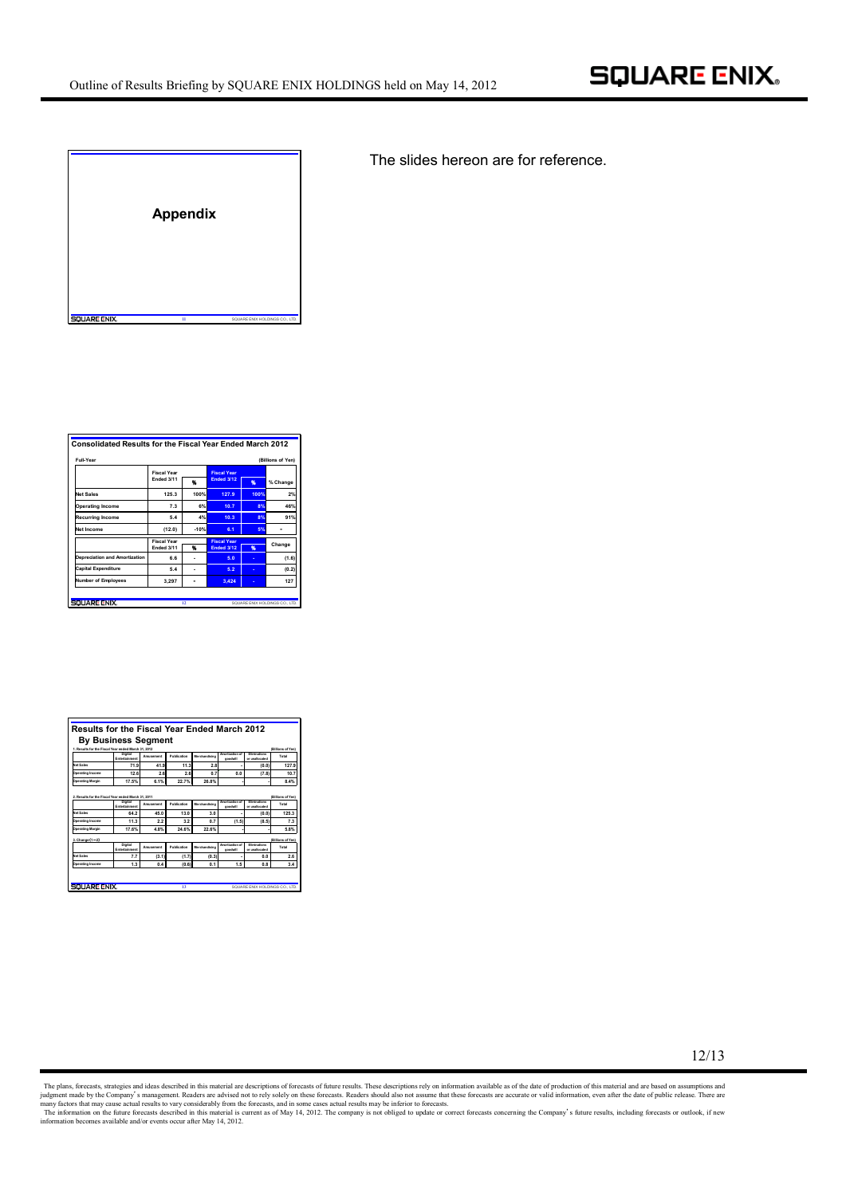## Appendix

The slides hereon are for reference.

### Consolidated Results for the Fiscal Year Ended March 2012

Full-Year (Billions of Yen)

| | Fiscal Year Ended 3/11 | % | Fiscal Year Ended 3/12 | % | % Change |
|---|---|---|---|---|---|
| Net Sales | 125.3 | 100% | 127.9 | 100% | 2% |
| Operating Income | 7.3 | 6% | 10.7 | 8% | 46% |
| Recurring Income | 5.4 | 4% | 10.3 | 8% | 91% |
| Net Income | (12.0) | -10% | 6.1 | 5% | - |

| | Fiscal Year Ended 3/11 | % | Fiscal Year Ended 3/12 | % | Change |
|---|---|---|---|---|---|
| Depreciation and Amortization | 6.6 | - | 5.0 | - | (1.6) |
| Capital Expenditure | 5.4 | - | 5.2 | - | (0.2) |
| Number of Employees | 3,297 | - | 3,424 | - | 127 |

### Results for the Fiscal Year Ended March 2012 By Business Segment

1. Results for the Fiscal Year ended March 31, 2012 (Billions of Yen)

| | Digital Entertainment | Amusement | Publication | Merchandising | Amortization of goodwill | Eliminations or unallocated | Total |
|---|---|---|---|---|---|---|---|
| Net Sales | 71.9 | 41.9 | 11.3 | 2.8 | - | (0.0) | 127.9 |
| Operating Income | 12.6 | 2.6 | 2.6 | 0.7 | 0.0 | (7.8) | 10.7 |
| Operating Margin | 17.5% | 6.1% | 22.7% | 26.8% | - | - | 8.4% |

2. Results for the Fiscal Year ended March 31, 2011 (Billions of Yen)

| | Digital Entertainment | Amusement | Publication | Merchandising | Amortization of goodwill | Eliminations or unallocated | Total |
|---|---|---|---|---|---|---|---|
| Net Sales | 64.2 | 45.0 | 13.0 | 3.0 | - | (0.0) | 125.3 |
| Operating Income | 11.3 | 2.2 | 3.2 | 0.7 | (1.5) | (8.5) | 7.3 |
| Operating Margin | 17.6% | 4.8% | 24.6% | 22.6% | - | - | 5.8% |

3. Change (1−2) (Billions of Yen)

| | Digital Entertainment | Amusement | Publication | Merchandising | Amortization of goodwill | Eliminations or unallocated | Total |
|---|---|---|---|---|---|---|---|
| Net Sales | 7.7 | (3.1) | (1.7) | (0.3) | - | 0.0 | 2.6 |
| Operating Income | 1.3 | 0.4 | (0.6) | 0.1 | 1.5 | 0.8 | 3.4 |

The plans, forecasts, strategies and ideas described in this material are descriptions of forecasts of future results. These descriptions rely on information available as of the date of production of this material and are based on assumptions and judgment made by the Company's management. Readers are advised not to rely solely on these forecasts. Readers should also not assume that these forecasts are accurate or valid information, even after the date of public release. There are many factors that may cause actual results to vary considerably from the forecasts, and in some cases actual results may be inferior to forecasts.

The information on the future forecasts described in this material is current as of May 14, 2012. The company is not obliged to update or correct forecasts concerning the Company's future results, including forecasts or outlook, if new information becomes available and/or events occur after May 14, 2012.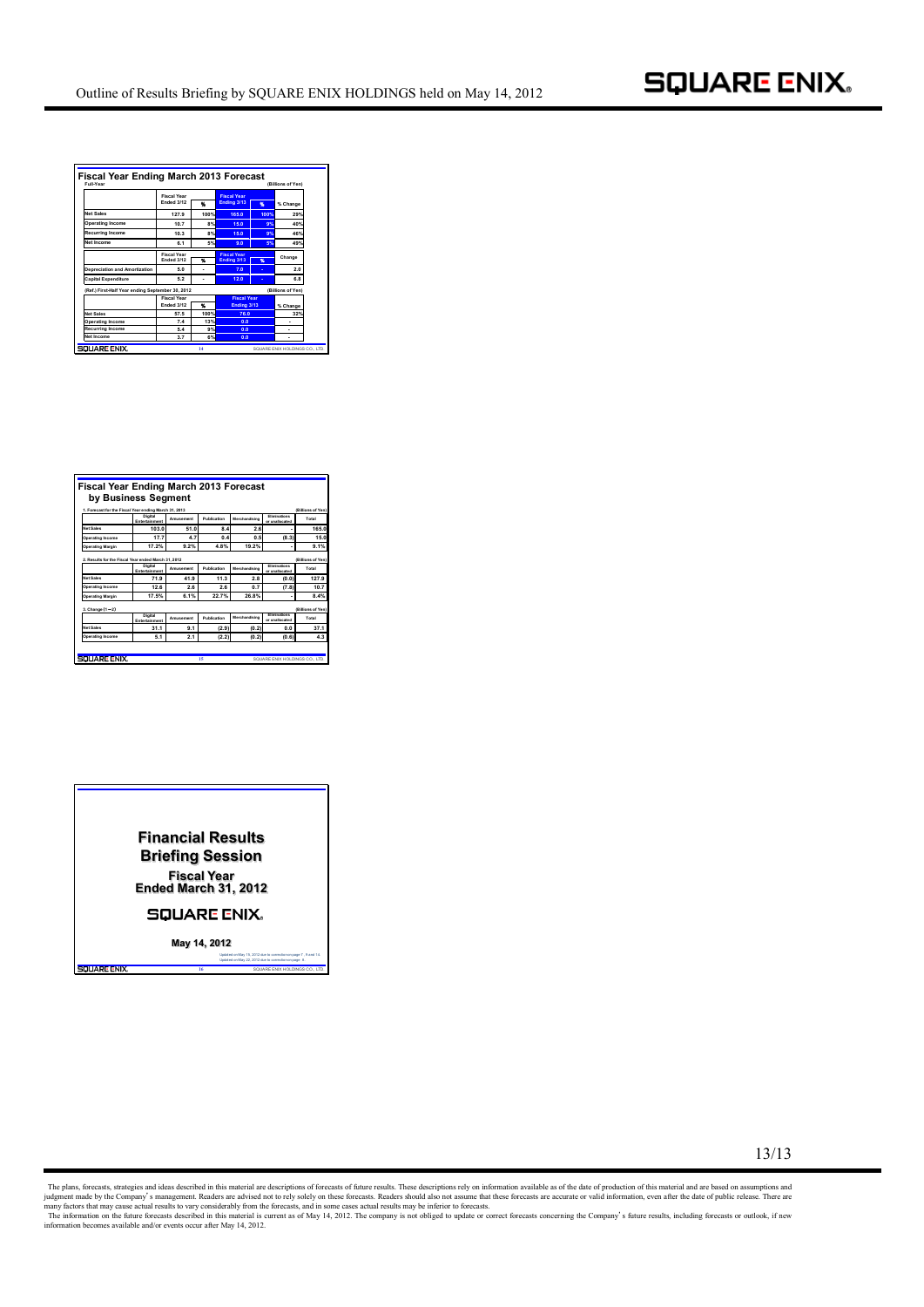## Fiscal Year Ending March 2013 Forecast

Full-Year (Billions of Yen)

| | Fiscal Year Ended 3/12 | % | Fiscal Year Ending 3/13 | % | % Change |
|---|---|---|---|---|---|
| Net Sales | 127.9 | 100% | 165.0 | 100% | 29% |
| Operating Income | 10.7 | 8% | 15.0 | 9% | 40% |
| Recurring Income | 10.3 | 8% | 15.0 | 9% | 46% |
| Net Income | 6.1 | 5% | 9.0 | 5% | 49% |

| | Fiscal Year Ended 3/12 | % | Fiscal Year Ending 3/13 | % | Change |
|---|---|---|---|---|---|
| Depreciation and Amortization | 5.0 | - | 7.0 | - | 2.0 |
| Capital Expenditure | 5.2 | - | 12.0 | - | 6.8 |

(Ref.) First-Half Year ending September 30, 2012 (Billions of Yen)

| | Fiscal Year Ended 3/12 | % | Fiscal Year Ending 3/13 | % Change |
|---|---|---|---|---|
| Net Sales | 57.5 | 100% | 76.0 | 32% |
| Operating Income | 7.4 | 13% | 0.0 | - |
| Recurring Income | 5.4 | 9% | 0.0 | - |
| Net Income | 3.7 | 6% | 0.0 | - |

SQUARE ENIX. 14 SQUARE ENIX HOLDINGS CO., LTD.

## Fiscal Year Ending March 2013 Forecast by Business Segment

1. Forecast for the Fiscal Year ending March 31, 2013 (Billions of Yen)

| | Digital Entertainment | Amusement | Publication | Merchandising | Eliminations or unallocated | Total |
|---|---|---|---|---|---|---|
| Net Sales | 103.0 | 51.0 | 8.4 | 2.6 | - | 165.0 |
| Operating Income | 17.7 | 4.7 | 0.4 | 0.5 | (8.3) | 15.0 |
| Operating Margin | 17.2% | 9.2% | 4.8% | 19.2% | - | 9.1% |

2. Results for the Fiscal Year ended March 31, 2012 (Billions of Yen)

| | Digital Entertainment | Amusement | Publication | Merchandising | Eliminations or unallocated | Total |
|---|---|---|---|---|---|---|
| Net Sales | 71.9 | 41.9 | 11.3 | 2.8 | (0.0) | 127.9 |
| Operating Income | 12.6 | 2.6 | 2.6 | 0.7 | (7.8) | 10.7 |
| Operating Margin | 17.5% | 6.1% | 22.7% | 26.8% | - | 8.4% |

3. Change (1－2) (Billions of Yen)

| | Digital Entertainment | Amusement | Publication | Merchandising | Eliminations or unallocated | Total |
|---|---|---|---|---|---|---|
| Net Sales | 31.1 | 9.1 | (2.9) | (0.2) | 0.0 | 37.1 |
| Operating Income | 5.1 | 2.1 | (2.2) | (0.2) | (0.6) | 4.3 |

SQUARE ENIX. 15 SQUARE ENIX HOLDINGS CO., LTD.

## Financial Results Briefing Session

**Fiscal Year Ended March 31, 2012**

SQUARE ENIX.

**May 14, 2012**

Updated on May 15, 2012 due to correction on page 7, 8 and 14.
Updated on May 22, 2012 due to correction on page 6.

SQUARE ENIX. 16 SQUARE ENIX HOLDINGS CO., LTD.

The plans, forecasts, strategies and ideas described in this material are descriptions of forecasts of future results. These descriptions rely on information available as of the date of production of this material and are based on assumptions and judgment made by the Company's management. Readers are advised not to rely solely on these forecasts. Readers should also not assume that these forecasts are accurate or valid information, even after the date of public release. There are many factors that may cause actual results to vary considerably from the forecasts, and in some cases actual results may be inferior to forecasts.
The information on the future forecasts described in this material is current as of May 14, 2012. The company is not obliged to update or correct forecasts concerning the Company's future results, including forecasts or outlook, if new information becomes available and/or events occur after May 14, 2012.